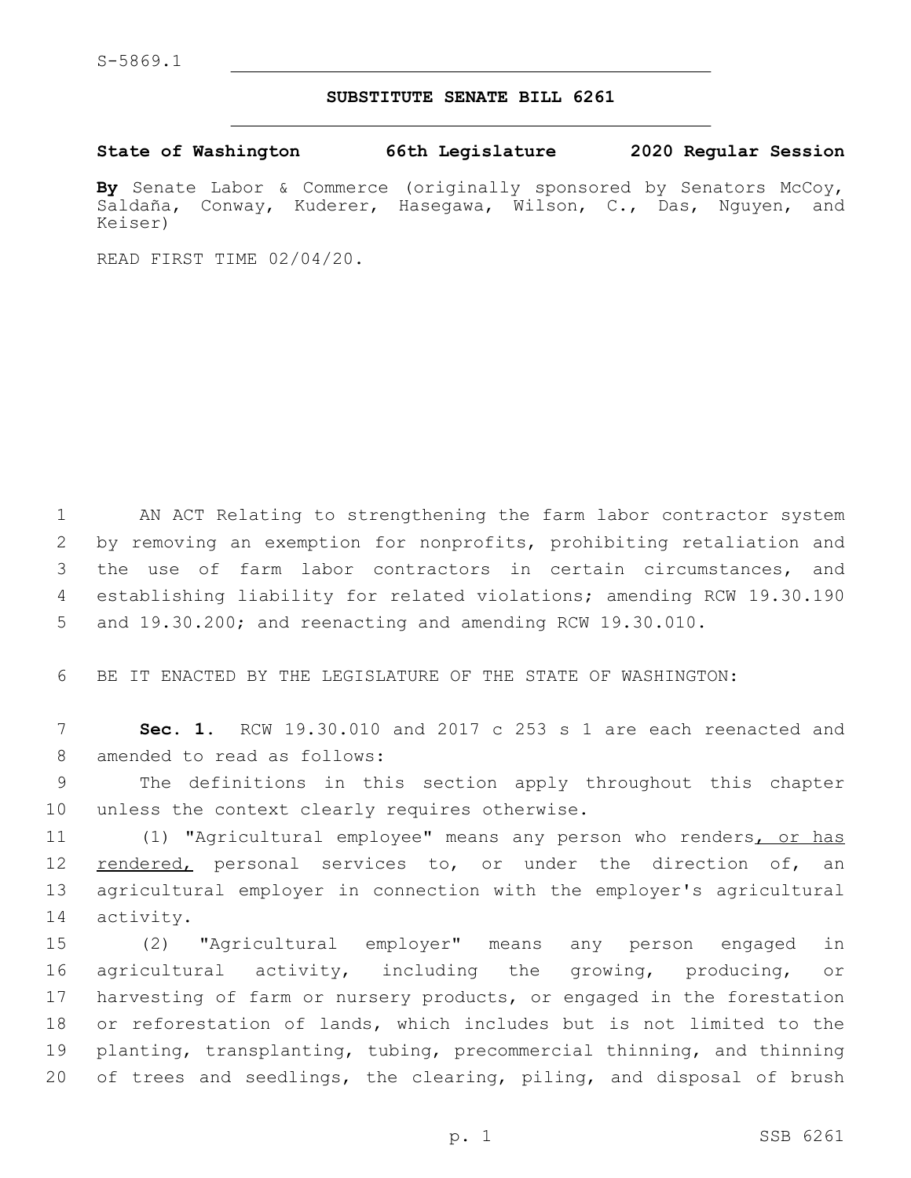S-5869.1

# SUBSTITUTE SENATE BILL 6261

**State of Washington 66th Legislature 2020 Regular Session**

**By** Senate Labor & Commerce (originally sponsored by Senators McCoy, Saldaña, Conway, Kuderer, Hasegawa, Wilson, C., Das, Nguyen, and Keiser)

READ FIRST TIME 02/04/20.

AN ACT Relating to strengthening the farm labor contractor system by removing an exemption for nonprofits, prohibiting retaliation and the use of farm labor contractors in certain circumstances, and establishing liability for related violations; amending RCW 19.30.190 and 19.30.200; and reenacting and amending RCW 19.30.010.

BE IT ENACTED BY THE LEGISLATURE OF THE STATE OF WASHINGTON:

**Sec. 1.** RCW 19.30.010 and 2017 c 253 s 1 are each reenacted and amended to read as follows:

The definitions in this section apply throughout this chapter unless the context clearly requires otherwise.

(1) "Agricultural employee" means any person who renders, or has rendered, personal services to, or under the direction of, an agricultural employer in connection with the employer's agricultural activity.

(2) "Agricultural employer" means any person engaged in agricultural activity, including the growing, producing, or harvesting of farm or nursery products, or engaged in the forestation or reforestation of lands, which includes but is not limited to the planting, transplanting, tubing, precommercial thinning, and thinning of trees and seedlings, the clearing, piling, and disposal of brush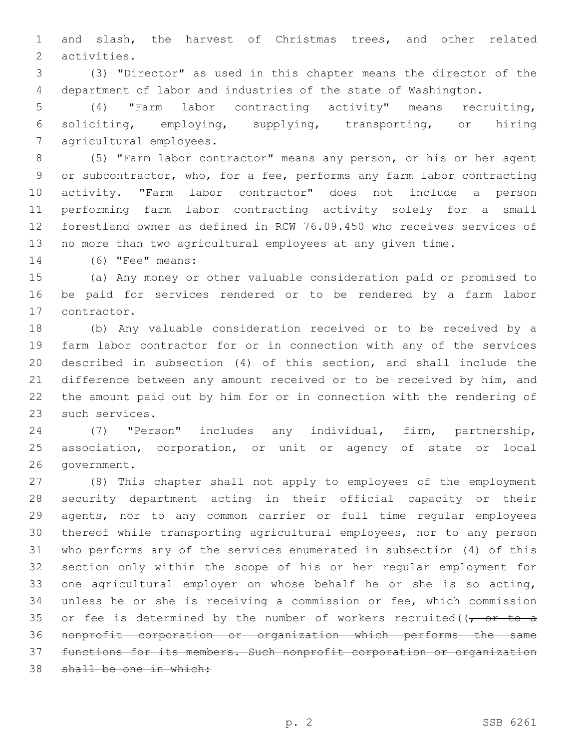and slash, the harvest of Christmas trees, and other related activities.

(3) "Director" as used in this chapter means the director of the department of labor and industries of the state of Washington.

(4) "Farm labor contracting activity" means recruiting, soliciting, employing, supplying, transporting, or hiring agricultural employees.

(5) "Farm labor contractor" means any person, or his or her agent or subcontractor, who, for a fee, performs any farm labor contracting activity. "Farm labor contractor" does not include a person performing farm labor contracting activity solely for a small forestland owner as defined in RCW 76.09.450 who receives services of no more than two agricultural employees at any given time.

(6) "Fee" means:

(a) Any money or other valuable consideration paid or promised to be paid for services rendered or to be rendered by a farm labor contractor.

(b) Any valuable consideration received or to be received by a farm labor contractor for or in connection with any of the services described in subsection (4) of this section, and shall include the difference between any amount received or to be received by him, and the amount paid out by him for or in connection with the rendering of such services.

(7) "Person" includes any individual, firm, partnership, association, corporation, or unit or agency of state or local government.

(8) This chapter shall not apply to employees of the employment security department acting in their official capacity or their agents, nor to any common carrier or full time regular employees thereof while transporting agricultural employees, nor to any person who performs any of the services enumerated in subsection (4) of this section only within the scope of his or her regular employment for one agricultural employer on whose behalf he or she is so acting, unless he or she is receiving a commission or fee, which commission or fee is determined by the number of workers recruited((~~, or to a nonprofit corporation or organization which performs the same functions for its members. Such nonprofit corporation or organization shall be one in which:~~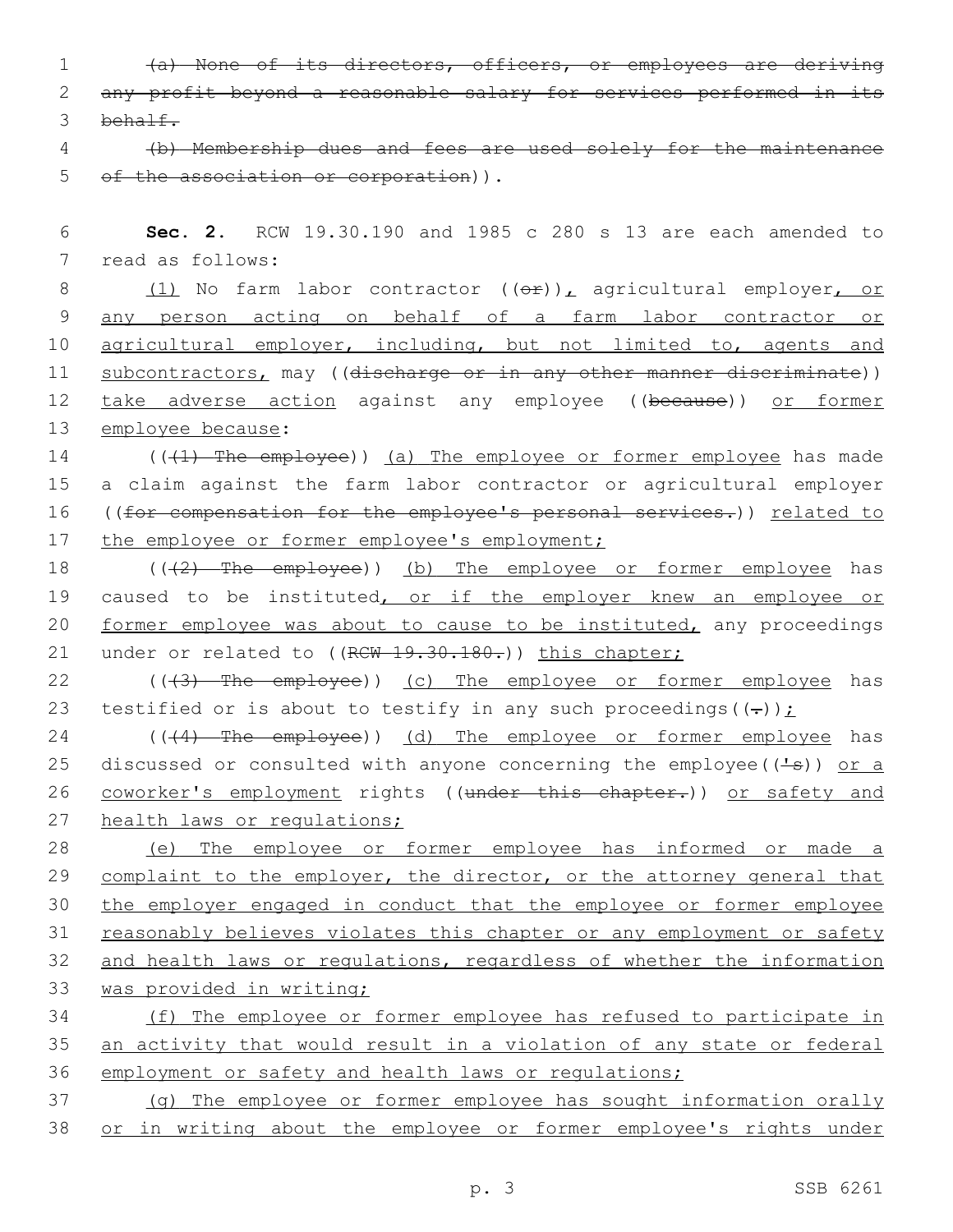~~(a) None of its directors, officers, or employees are deriving any profit beyond a reasonable salary for services performed in its behalf.~~

~~(b) Membership dues and fees are used solely for the maintenance of the association or corporation~~)).

**Sec. 2.** RCW 19.30.190 and 1985 c 280 s 13 are each amended to read as follows:

<u>(1)</u> No farm labor contractor ((~~or~~))<u>,</u> agricultural employer<u>, or any person acting on behalf of a farm labor contractor or agricultural employer, including, but not limited to, agents and subcontractors,</u> may ((~~discharge or in any other manner discriminate~~)) <u>take adverse action</u> against any employee ((~~because~~)) <u>or former employee because</u>:

((~~(1) The employee~~)) <u>(a) The employee or former employee</u> has made a claim against the farm labor contractor or agricultural employer ((~~for compensation for the employee's personal services.~~)) <u>related to the employee or former employee's employment;</u>

((~~(2) The employee~~)) <u>(b) The employee or former employee</u> has caused to be instituted<u>, or if the employer knew an employee or former employee was about to cause to be instituted,</u> any proceedings under or related to ((~~RCW 19.30.180.~~)) <u>this chapter;</u>

((~~(3) The employee~~)) <u>(c) The employee or former employee</u> has testified or is about to testify in any such proceedings((~~.~~))<u>;</u>

((~~(4) The employee~~)) <u>(d) The employee or former employee</u> has discussed or consulted with anyone concerning the employee((~~'s~~)) <u>or a coworker's employment</u> rights ((~~under this chapter.~~)) <u>or safety and health laws or regulations;</u>

<u>(e) The employee or former employee has informed or made a complaint to the employer, the director, or the attorney general that the employer engaged in conduct that the employee or former employee reasonably believes violates this chapter or any employment or safety and health laws or regulations, regardless of whether the information was provided in writing;</u>

<u>(f) The employee or former employee has refused to participate in an activity that would result in a violation of any state or federal employment or safety and health laws or regulations;</u>

<u>(g) The employee or former employee has sought information orally or in writing about the employee or former employee's rights under</u>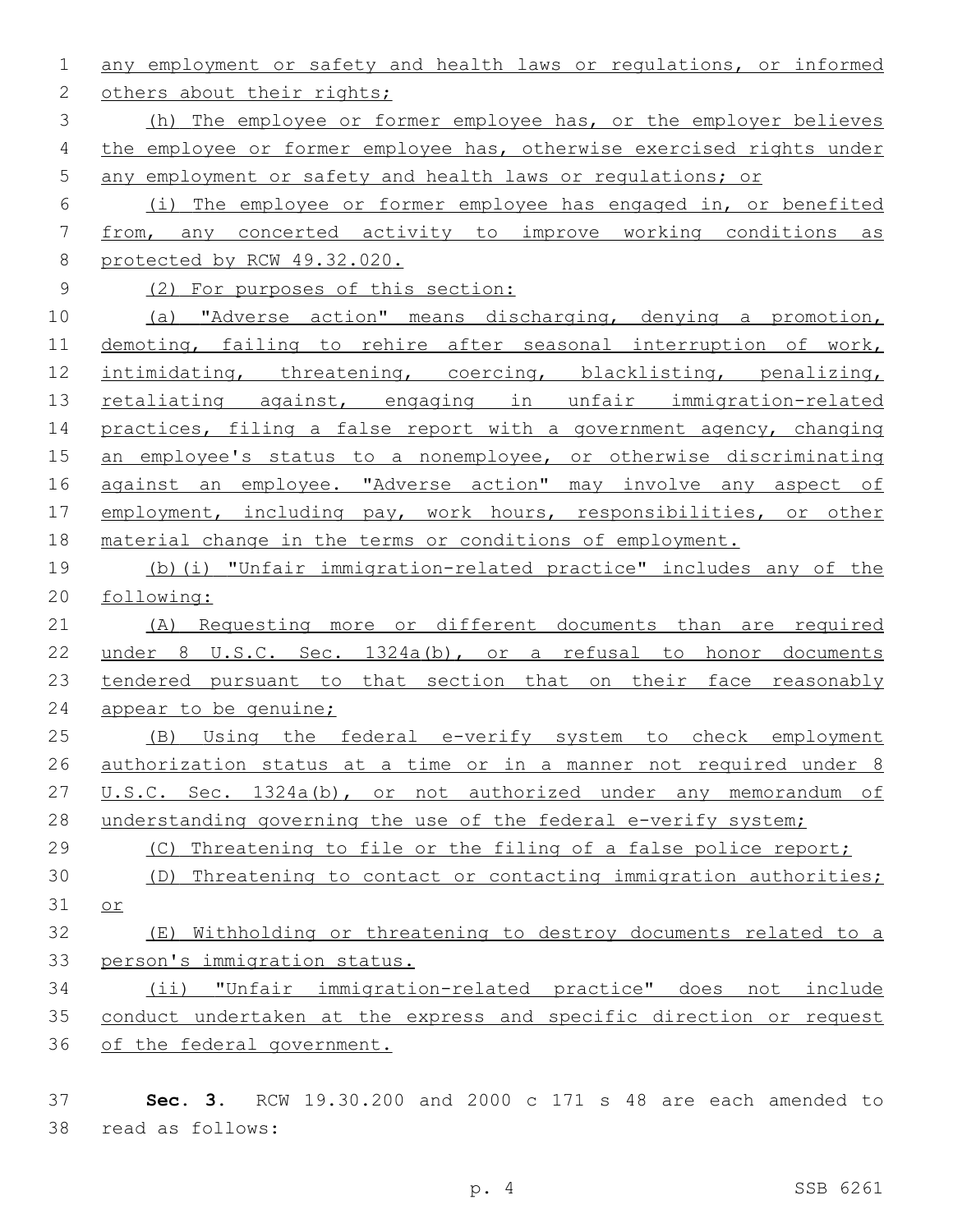any employment or safety and health laws or regulations, or informed others about their rights;

(h) The employee or former employee has, or the employer believes the employee or former employee has, otherwise exercised rights under any employment or safety and health laws or regulations; or

(i) The employee or former employee has engaged in, or benefited from, any concerted activity to improve working conditions as protected by RCW 49.32.020.

(2) For purposes of this section:

(a) "Adverse action" means discharging, denying a promotion, demoting, failing to rehire after seasonal interruption of work, intimidating, threatening, coercing, blacklisting, penalizing, retaliating against, engaging in unfair immigration-related practices, filing a false report with a government agency, changing an employee's status to a nonemployee, or otherwise discriminating against an employee. "Adverse action" may involve any aspect of employment, including pay, work hours, responsibilities, or other material change in the terms or conditions of employment.

(b)(i) "Unfair immigration-related practice" includes any of the following:

(A) Requesting more or different documents than are required under 8 U.S.C. Sec. 1324a(b), or a refusal to honor documents tendered pursuant to that section that on their face reasonably appear to be genuine;

(B) Using the federal e-verify system to check employment authorization status at a time or in a manner not required under 8 U.S.C. Sec. 1324a(b), or not authorized under any memorandum of understanding governing the use of the federal e-verify system;

(C) Threatening to file or the filing of a false police report;

(D) Threatening to contact or contacting immigration authorities; or

(E) Withholding or threatening to destroy documents related to a person's immigration status.

(ii) "Unfair immigration-related practice" does not include conduct undertaken at the express and specific direction or request of the federal government.

**Sec. 3.** RCW 19.30.200 and 2000 c 171 s 48 are each amended to read as follows: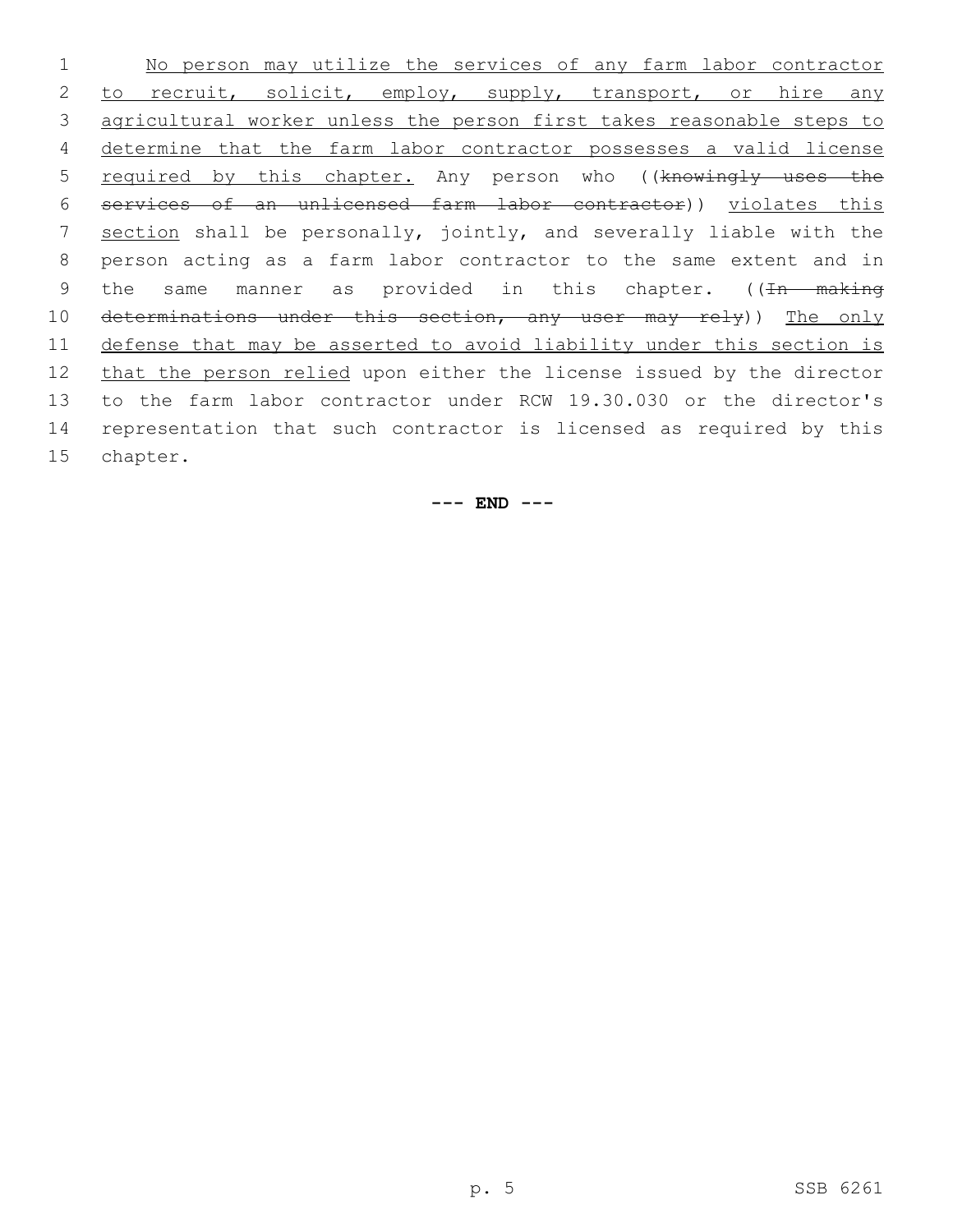No person may utilize the services of any farm labor contractor to recruit, solicit, employ, supply, transport, or hire any agricultural worker unless the person first takes reasonable steps to determine that the farm labor contractor possesses a valid license required by this chapter. Any person who ((~~knowingly uses the services of an unlicensed farm labor contractor~~)) violates this section shall be personally, jointly, and severally liable with the person acting as a farm labor contractor to the same extent and in the same manner as provided in this chapter. ((~~In making determinations under this section, any user may rely~~)) The only defense that may be asserted to avoid liability under this section is that the person relied upon either the license issued by the director to the farm labor contractor under RCW 19.30.030 or the director's representation that such contractor is licensed as required by this chapter.

**--- END ---**